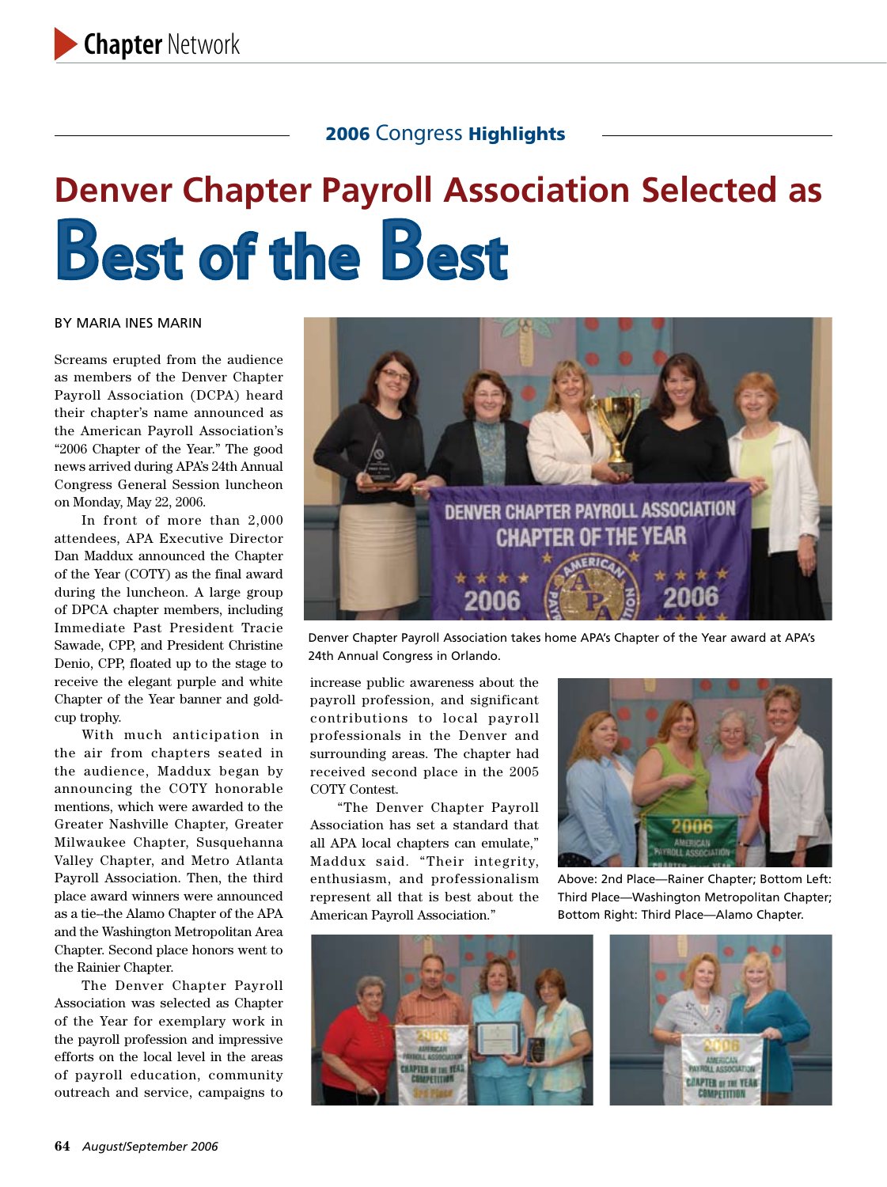## 2006 Congress Highlights

# Denver Chapter Payroll Association Selected as Best of the Best

BY MARIA INES MARIN

Screams erupted from the audience as members of the Denver Chapter Payroll Association (DCPA) heard their chapter's name announced as the American Payroll Association's "2006 Chapter of the Year." The good news arrived during APA's 24th Annual Congress General Session luncheon on Monday, May 22, 2006.

In front of more than 2,000 attendees, APA Executive Director Dan Maddux announced the Chapter of the Year (COTY) as the final award during the luncheon. A large group of DPCA chapter members, including Immediate Past President Tracie Sawade, CPP, and President Christine Denio, CPP, floated up to the stage to receive the elegant purple and white Chapter of the Year banner and gold-cup trophy.

With much anticipation in the air from chapters seated in the audience, Maddux began by announcing the COTY honorable mentions, which were awarded to the Greater Nashville Chapter, Greater Milwaukee Chapter, Susquehanna Valley Chapter, and Metro Atlanta Payroll Association. Then, the third place award winners were announced as a tie–the Alamo Chapter of the APA and the Washington Metropolitan Area Chapter. Second place honors went to the Rainier Chapter.

The Denver Chapter Payroll Association was selected as Chapter of the Year for exemplary work in the payroll profession and impressive efforts on the local level in the areas of payroll education, community outreach and service, campaigns to increase public awareness about the payroll profession, and significant contributions to local payroll professionals in the Denver and surrounding areas. The chapter had received second place in the 2005 COTY Contest.

"The Denver Chapter Payroll Association has set a standard that all APA local chapters can emulate," Maddux said. "Their integrity, enthusiasm, and professionalism represent all that is best about the American Payroll Association."

Denver Chapter Payroll Association takes home APA's Chapter of the Year award at APA's 24th Annual Congress in Orlando.

Above: 2nd Place—Rainer Chapter; Bottom Left: Third Place—Washington Metropolitan Chapter; Bottom Right: Third Place—Alamo Chapter.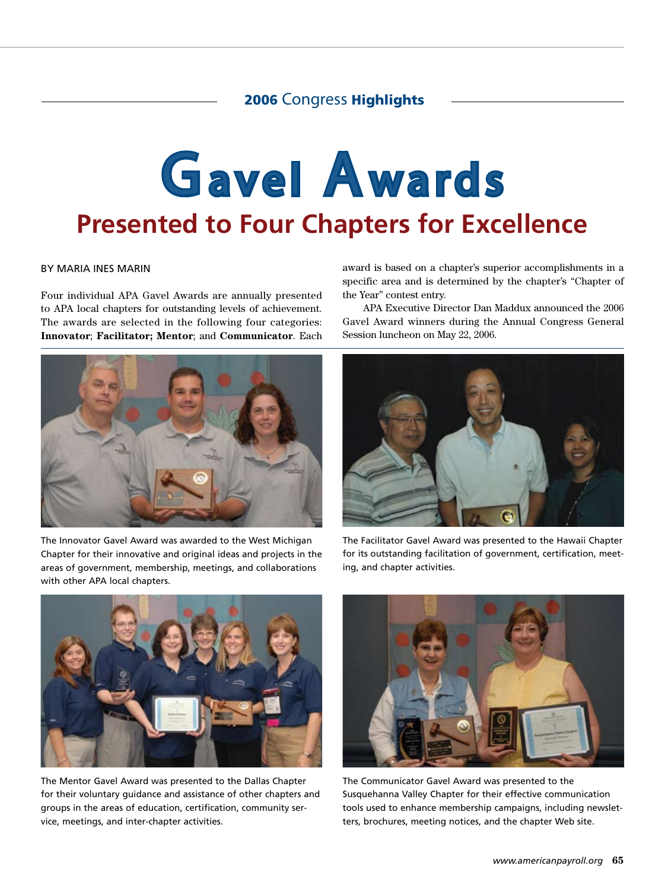# Gavel Awards

## Presented to Four Chapters for Excellence

BY MARIA INES MARIN

Four individual APA Gavel Awards are annually presented to APA local chapters for outstanding levels of achievement. The awards are selected in the following four categories: **Innovator**; **Facilitator; Mentor**; and **Communicator**. Each award is based on a chapter's superior accomplishments in a specific area and is determined by the chapter's "Chapter of the Year" contest entry.

APA Executive Director Dan Maddux announced the 2006 Gavel Award winners during the Annual Congress General Session luncheon on May 22, 2006.

The Innovator Gavel Award was awarded to the West Michigan Chapter for their innovative and original ideas and projects in the areas of government, membership, meetings, and collaborations with other APA local chapters.

The Facilitator Gavel Award was presented to the Hawaii Chapter for its outstanding facilitation of government, certification, meeting, and chapter activities.

The Mentor Gavel Award was presented to the Dallas Chapter for their voluntary guidance and assistance of other chapters and groups in the areas of education, certification, community service, meetings, and inter-chapter activities.

The Communicator Gavel Award was presented to the Susquehanna Valley Chapter for their effective communication tools used to enhance membership campaigns, including newsletters, brochures, meeting notices, and the chapter Web site.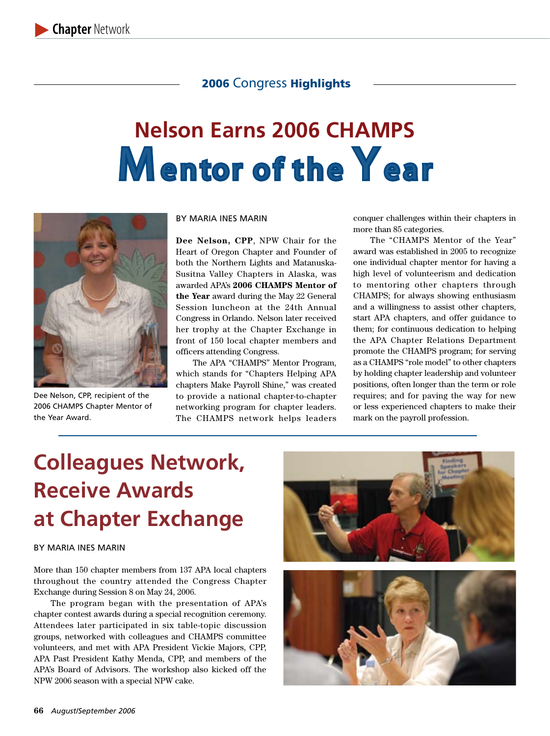## 2006 Congress Highlights

# Nelson Earns 2006 CHAMPS Mentor of the Year

Dee Nelson, CPP, recipient of the 2006 CHAMPS Chapter Mentor of the Year Award.

BY MARIA INES MARIN

**Dee Nelson, CPP**, NPW Chair for the Heart of Oregon Chapter and Founder of both the Northern Lights and Matanuska-Susitna Valley Chapters in Alaska, was awarded APA's **2006 CHAMPS Mentor of the Year** award during the May 22 General Session luncheon at the 24th Annual Congress in Orlando. Nelson later received her trophy at the Chapter Exchange in front of 150 local chapter members and officers attending Congress.

The APA "CHAMPS" Mentor Program, which stands for "Chapters Helping APA chapters Make Payroll Shine," was created to provide a national chapter-to-chapter networking program for chapter leaders. The CHAMPS network helps leaders conquer challenges within their chapters in more than 85 categories.

The "CHAMPS Mentor of the Year" award was established in 2005 to recognize one individual chapter mentor for having a high level of volunteerism and dedication to mentoring other chapters through CHAMPS; for always showing enthusiasm and a willingness to assist other chapters, start APA chapters, and offer guidance to them; for continuous dedication to helping the APA Chapter Relations Department promote the CHAMPS program; for serving as a CHAMPS "role model" to other chapters by holding chapter leadership and volunteer positions, often longer than the term or role requires; and for paving the way for new or less experienced chapters to make their mark on the payroll profession.

# Colleagues Network, Receive Awards at Chapter Exchange

BY MARIA INES MARIN

More than 150 chapter members from 137 APA local chapters throughout the country attended the Congress Chapter Exchange during Session 8 on May 24, 2006.

The program began with the presentation of APA's chapter contest awards during a special recognition ceremony. Attendees later participated in six table-topic discussion groups, networked with colleagues and CHAMPS committee volunteers, and met with APA President Vickie Majors, CPP, APA Past President Kathy Menda, CPP, and members of the APA's Board of Advisors. The workshop also kicked off the NPW 2006 season with a special NPW cake.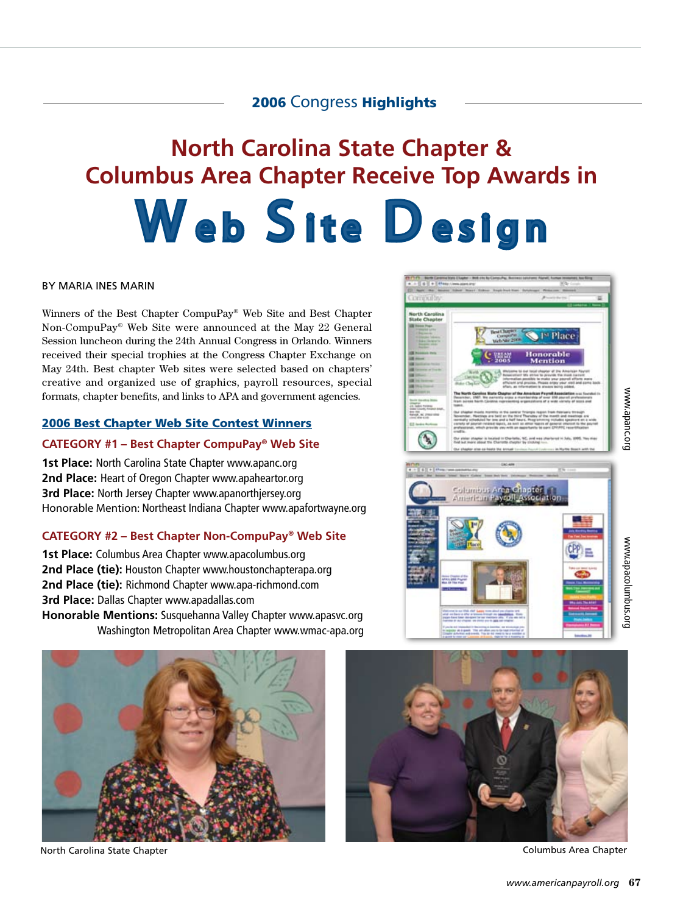2006 Congress **Highlights**

# North Carolina State Chapter & Columbus Area Chapter Receive Top Awards in Web Site Design

BY MARIA INES MARIN

Winners of the Best Chapter CompuPay® Web Site and Best Chapter Non-CompuPay® Web Site were announced at the May 22 General Session luncheon during the 24th Annual Congress in Orlando. Winners received their special trophies at the Congress Chapter Exchange on May 24th. Best chapter Web sites were selected based on chapters' creative and organized use of graphics, payroll resources, special formats, chapter benefits, and links to APA and government agencies.

## 2006 Best Chapter Web Site Contest Winners

### CATEGORY #1 – Best Chapter CompuPay® Web Site

**1st Place:** North Carolina State Chapter www.apanc.org
**2nd Place:** Heart of Oregon Chapter www.apaheartor.org
**3rd Place:** North Jersey Chapter www.apanorthjersey.org
Honorable Mention: Northeast Indiana Chapter www.apafortwayne.org

### CATEGORY #2 – Best Chapter Non-CompuPay® Web Site

**1st Place:** Columbus Area Chapter www.apacolumbus.org
**2nd Place (tie):** Houston Chapter www.houstonchapterapa.org
**2nd Place (tie):** Richmond Chapter www.apa-richmond.com
**3rd Place:** Dallas Chapter www.apadallas.com
**Honorable Mentions:** Susquehanna Valley Chapter www.apasvc.org
Washington Metropolitan Area Chapter www.wmac-apa.org

www.apanc.org

www.apacolumbus.org

North Carolina State Chapter

Columbus Area Chapter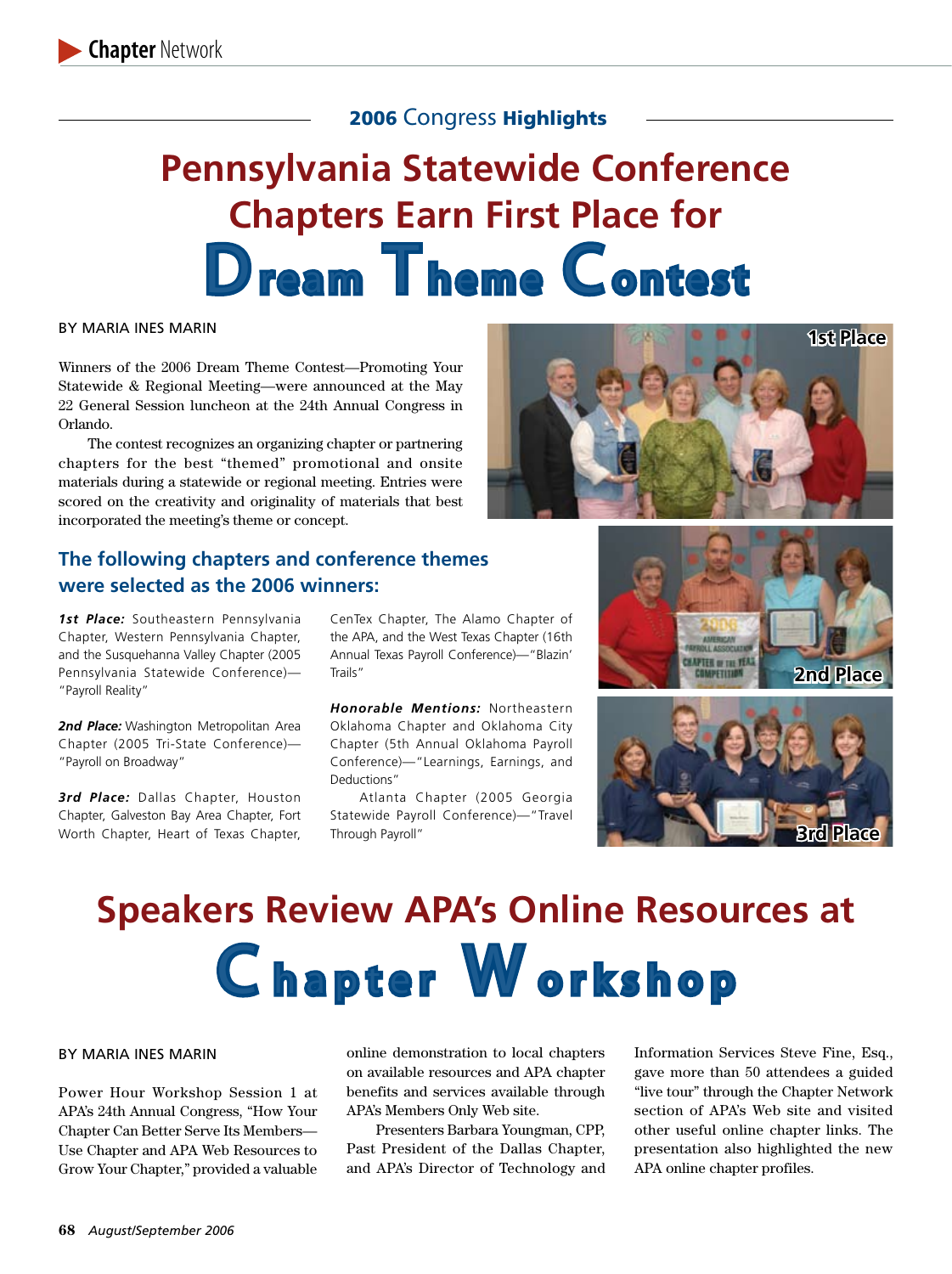## 2006 Congress Highlights

# Pennsylvania Statewide Conference Chapters Earn First Place for Dream Theme Contest

BY MARIA INES MARIN

Winners of the 2006 Dream Theme Contest—Promoting Your Statewide & Regional Meeting—were announced at the May 22 General Session luncheon at the 24th Annual Congress in Orlando.

The contest recognizes an organizing chapter or partnering chapters for the best "themed" promotional and onsite materials during a statewide or regional meeting. Entries were scored on the creativity and originality of materials that best incorporated the meeting's theme or concept.

1st Place

2nd Place

3rd Place

### The following chapters and conference themes were selected as the 2006 winners:

***1st Place:*** Southeastern Pennsylvania Chapter, Western Pennsylvania Chapter, and the Susquehanna Valley Chapter (2005 Pennsylvania Statewide Conference)—"Payroll Reality"

***2nd Place:*** Washington Metropolitan Area Chapter (2005 Tri-State Conference)—"Payroll on Broadway"

***3rd Place:*** Dallas Chapter, Houston Chapter, Galveston Bay Area Chapter, Fort Worth Chapter, Heart of Texas Chapter, CenTex Chapter, The Alamo Chapter of the APA, and the West Texas Chapter (16th Annual Texas Payroll Conference)—"Blazin' Trails"

***Honorable Mentions:*** Northeastern Oklahoma Chapter and Oklahoma City Chapter (5th Annual Oklahoma Payroll Conference)—"Learnings, Earnings, and Deductions"

Atlanta Chapter (2005 Georgia Statewide Payroll Conference)—"Travel Through Payroll"

# Speakers Review APA's Online Resources at Chapter Workshop

BY MARIA INES MARIN

Power Hour Workshop Session 1 at APA's 24th Annual Congress, "How Your Chapter Can Better Serve Its Members—Use Chapter and APA Web Resources to Grow Your Chapter," provided a valuable online demonstration to local chapters on available resources and APA chapter benefits and services available through APA's Members Only Web site.

Presenters Barbara Youngman, CPP, Past President of the Dallas Chapter, and APA's Director of Technology and Information Services Steve Fine, Esq., gave more than 50 attendees a guided "live tour" through the Chapter Network section of APA's Web site and visited other useful online chapter links. The presentation also highlighted the new APA online chapter profiles.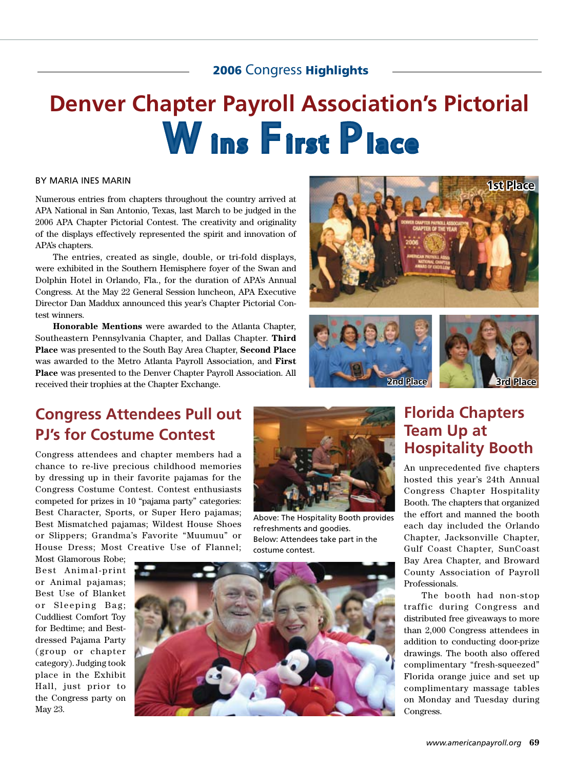2006 Congress **Highlights**

# Denver Chapter Payroll Association's Pictorial Wins First Place

BY MARIA INES MARIN

Numerous entries from chapters throughout the country arrived at APA National in San Antonio, Texas, last March to be judged in the 2006 APA Chapter Pictorial Contest. The creativity and originality of the displays effectively represented the spirit and innovation of APA's chapters.

The entries, created as single, double, or tri-fold displays, were exhibited in the Southern Hemisphere foyer of the Swan and Dolphin Hotel in Orlando, Fla., for the duration of APA's Annual Congress. At the May 22 General Session luncheon, APA Executive Director Dan Maddux announced this year's Chapter Pictorial Contest winners.

**Honorable Mentions** were awarded to the Atlanta Chapter, Southeastern Pennsylvania Chapter, and Dallas Chapter. **Third Place** was presented to the South Bay Area Chapter, **Second Place** was awarded to the Metro Atlanta Payroll Association, and **First Place** was presented to the Denver Chapter Payroll Association. All received their trophies at the Chapter Exchange.

1st Place

2nd Place

3rd Place

## Congress Attendees Pull out PJ's for Costume Contest

Congress attendees and chapter members had a chance to re-live precious childhood memories by dressing up in their favorite pajamas for the Congress Costume Contest. Contest enthusiasts competed for prizes in 10 "pajama party" categories: Best Character, Sports, or Super Hero pajamas; Best Mismatched pajamas; Wildest House Shoes or Slippers; Grandma's Favorite "Muumuu" or House Dress; Most Creative Use of Flannel; Most Glamorous Robe; Best Animal-print or Animal pajamas; Best Use of Blanket or Sleeping Bag; Cuddliest Comfort Toy for Bedtime; and Best-dressed Pajama Party (group or chapter category). Judging took place in the Exhibit Hall, just prior to the Congress party on May 23.

Above: The Hospitality Booth provides refreshments and goodies.
Below: Attendees take part in the costume contest.

## Florida Chapters Team Up at Hospitality Booth

An unprecedented five chapters hosted this year's 24th Annual Congress Chapter Hospitality Booth. The chapters that organized the effort and manned the booth each day included the Orlando Chapter, Jacksonville Chapter, Gulf Coast Chapter, SunCoast Bay Area Chapter, and Broward County Association of Payroll Professionals.

The booth had non-stop traffic during Congress and distributed free giveaways to more than 2,000 Congress attendees in addition to conducting door-prize drawings. The booth also offered complimentary "fresh-squeezed" Florida orange juice and set up complimentary massage tables on Monday and Tuesday during Congress.